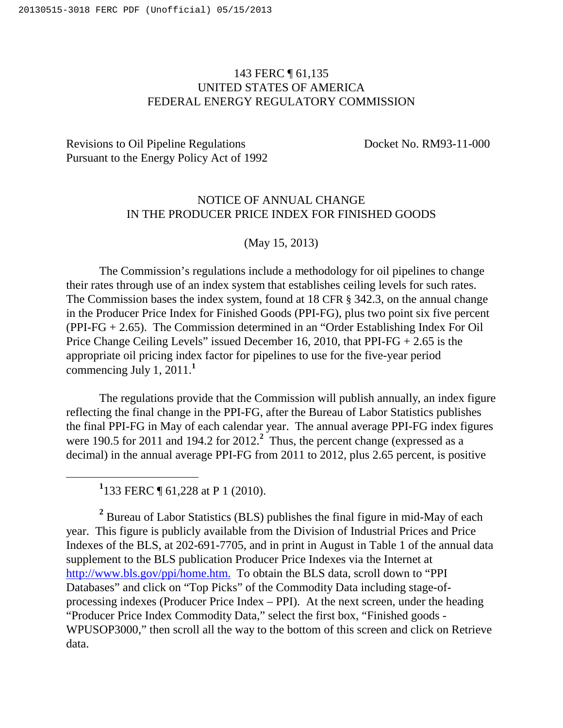143 FERC ¶ 61,135
UNITED STATES OF AMERICA
FEDERAL ENERGY REGULATORY COMMISSION

Revisions to Oil Pipeline Regulations Pursuant to the Energy Policy Act of 1992 — Docket No. RM93-11-000

NOTICE OF ANNUAL CHANGE
IN THE PRODUCER PRICE INDEX FOR FINISHED GOODS

(May 15, 2013)

The Commission's regulations include a methodology for oil pipelines to change their rates through use of an index system that establishes ceiling levels for such rates. The Commission bases the index system, found at 18 CFR § 342.3, on the annual change in the Producer Price Index for Finished Goods (PPI-FG), plus two point six five percent (PPI-FG + 2.65). The Commission determined in an "Order Establishing Index For Oil Price Change Ceiling Levels" issued December 16, 2010, that PPI-FG + 2.65 is the appropriate oil pricing index factor for pipelines to use for the five-year period commencing July 1, 2011.[1]

The regulations provide that the Commission will publish annually, an index figure reflecting the final change in the PPI-FG, after the Bureau of Labor Statistics publishes the final PPI-FG in May of each calendar year. The annual average PPI-FG index figures were 190.5 for 2011 and 194.2 for 2012.[2] Thus, the percent change (expressed as a decimal) in the annual average PPI-FG from 2011 to 2012, plus 2.65 percent, is positive

---

[1] 133 FERC ¶ 61,228 at P 1 (2010).

[2] Bureau of Labor Statistics (BLS) publishes the final figure in mid-May of each year. This figure is publicly available from the Division of Industrial Prices and Price Indexes of the BLS, at 202-691-7705, and in print in August in Table 1 of the annual data supplement to the BLS publication Producer Price Indexes via the Internet at http://www.bls.gov/ppi/home.htm. To obtain the BLS data, scroll down to "PPI Databases" and click on "Top Picks" of the Commodity Data including stage-of-processing indexes (Producer Price Index – PPI). At the next screen, under the heading "Producer Price Index Commodity Data," select the first box, "Finished goods - WPUSOP3000," then scroll all the way to the bottom of this screen and click on Retrieve data.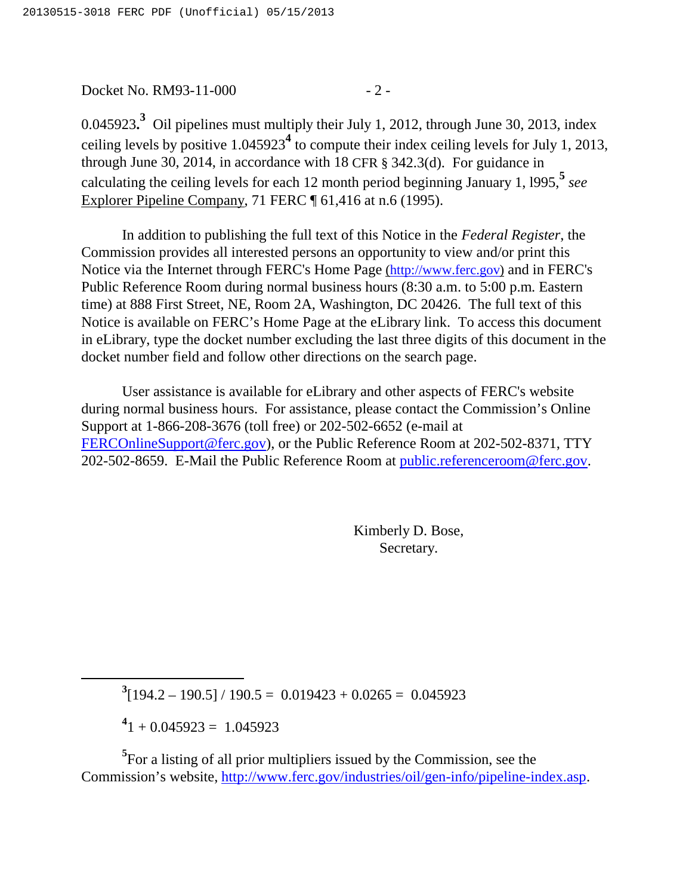0.045923.[3] Oil pipelines must multiply their July 1, 2012, through June 30, 2013, index ceiling levels by positive 1.045923[4] to compute their index ceiling levels for July 1, 2013, through June 30, 2014, in accordance with 18 CFR § 342.3(d). For guidance in calculating the ceiling levels for each 12 month period beginning January 1, l995,[5] *see* Explorer Pipeline Company, 71 FERC ¶ 61,416 at n.6 (1995).

In addition to publishing the full text of this Notice in the *Federal Register*, the Commission provides all interested persons an opportunity to view and/or print this Notice via the Internet through FERC's Home Page (http://www.ferc.gov) and in FERC's Public Reference Room during normal business hours (8:30 a.m. to 5:00 p.m. Eastern time) at 888 First Street, NE, Room 2A, Washington, DC 20426. The full text of this Notice is available on FERC's Home Page at the eLibrary link. To access this document in eLibrary, type the docket number excluding the last three digits of this document in the docket number field and follow other directions on the search page.

User assistance is available for eLibrary and other aspects of FERC's website during normal business hours. For assistance, please contact the Commission's Online Support at 1-866-208-3676 (toll free) or 202-502-6652 (e-mail at FERCOnlineSupport@ferc.gov), or the Public Reference Room at 202-502-8371, TTY 202-502-8659. E-Mail the Public Reference Room at public.referenceroom@ferc.gov.

Kimberly D. Bose,
Secretary.

---

[3] $[194.2 - 190.5] / 190.5 = 0.019423 + 0.0265 = 0.045923$

[4] $1 + 0.045923 = 1.045923$

[5] For a listing of all prior multipliers issued by the Commission, see the Commission's website, http://www.ferc.gov/industries/oil/gen-info/pipeline-index.asp.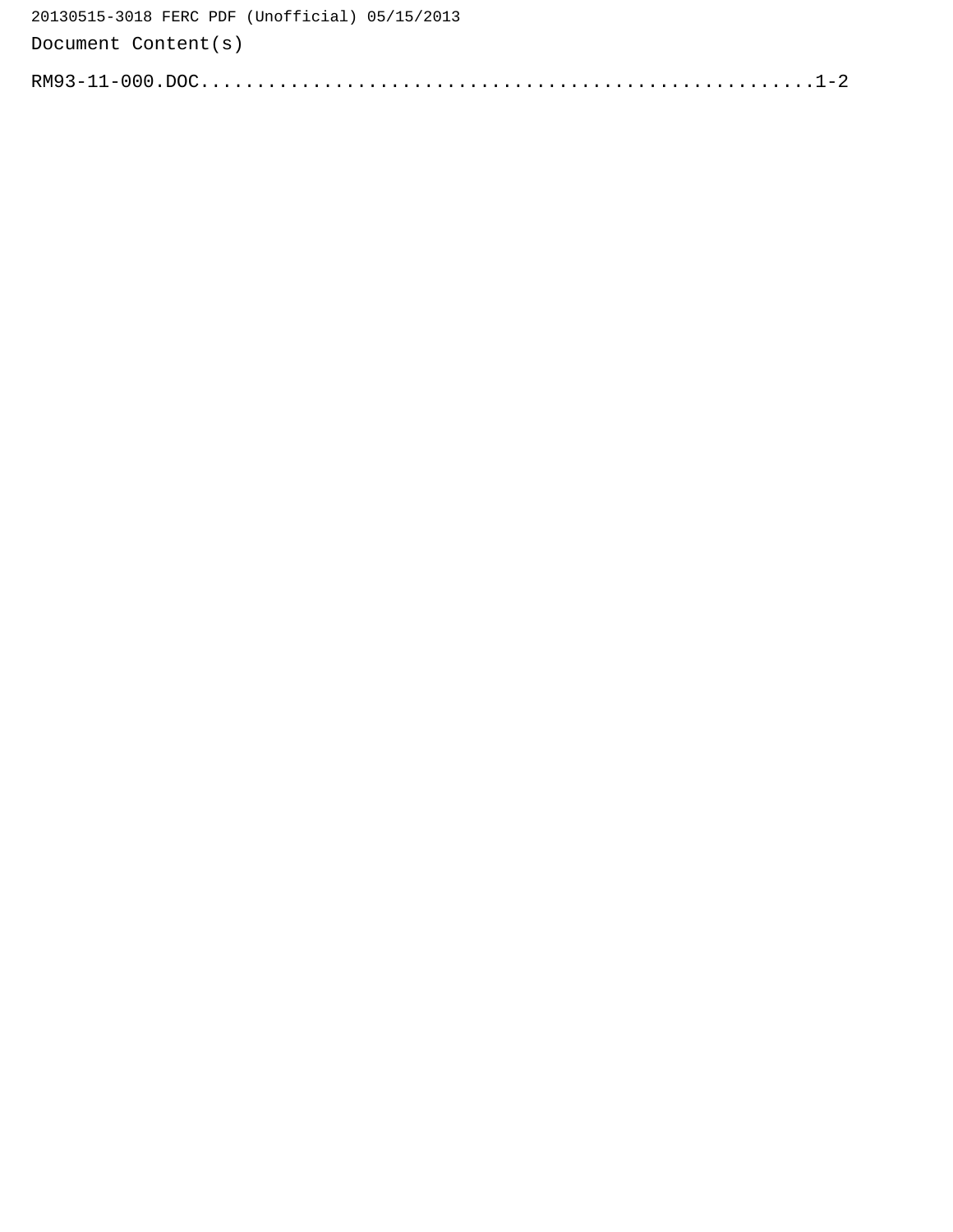Document Content(s)

RM93-11-000.DOC.....................................................1-2